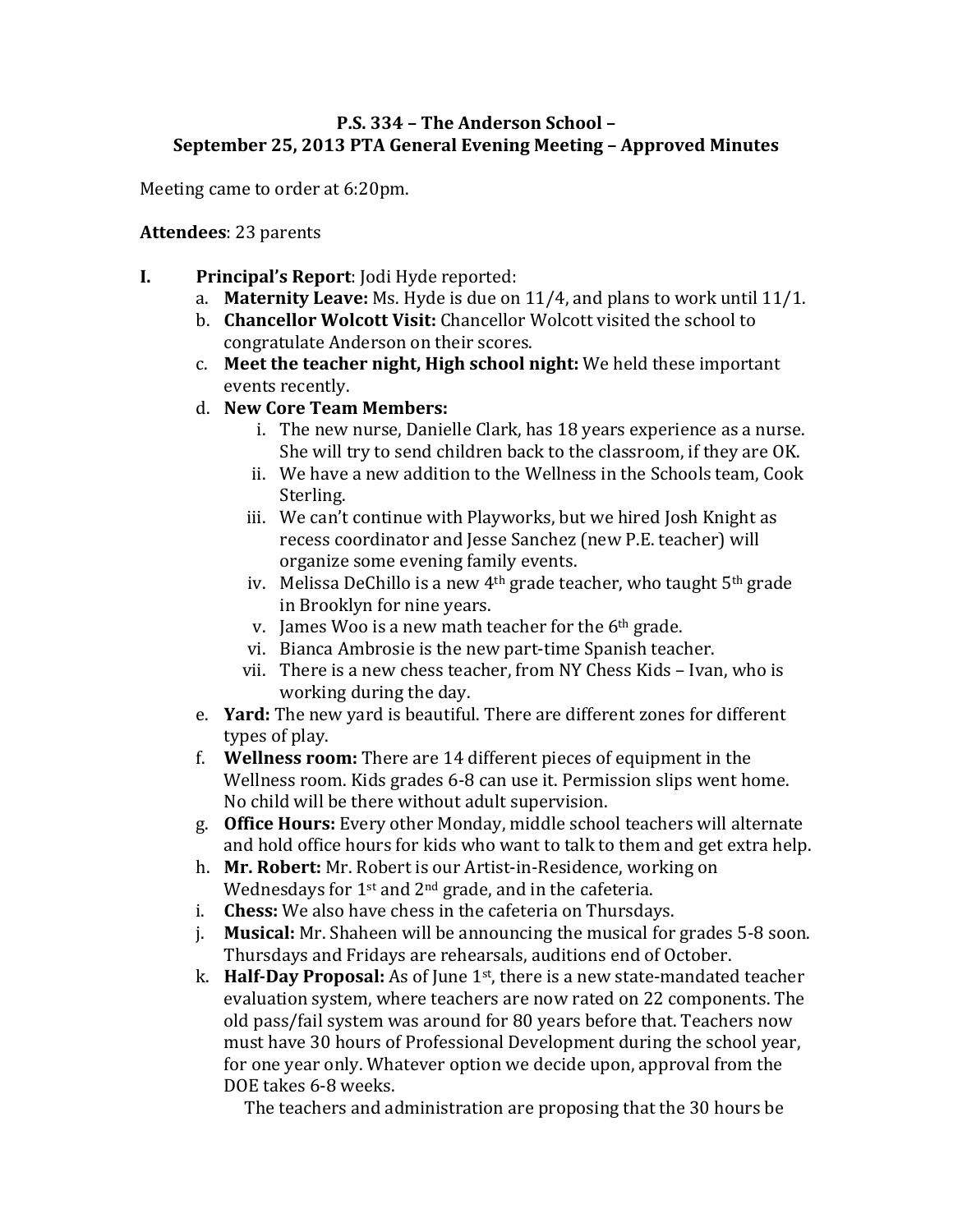# P.S. 334 – The Anderson School –
## September 25, 2013 PTA General Evening Meeting – Approved Minutes

Meeting came to order at 6:20pm.

**Attendees**: 23 parents

**I. Principal's Report**: Jodi Hyde reported:

a. **Maternity Leave:** Ms. Hyde is due on 11/4, and plans to work until 11/1.

b. **Chancellor Wolcott Visit:** Chancellor Wolcott visited the school to congratulate Anderson on their scores.

c. **Meet the teacher night, High school night:** We held these important events recently.

d. **New Core Team Members:**

   i. The new nurse, Danielle Clark, has 18 years experience as a nurse. She will try to send children back to the classroom, if they are OK.

   ii. We have a new addition to the Wellness in the Schools team, Cook Sterling.

   iii. We can't continue with Playworks, but we hired Josh Knight as recess coordinator and Jesse Sanchez (new P.E. teacher) will organize some evening family events.

   iv. Melissa DeChillo is a new 4th grade teacher, who taught 5th grade in Brooklyn for nine years.

   v. James Woo is a new math teacher for the 6th grade.

   vi. Bianca Ambrosie is the new part-time Spanish teacher.

   vii. There is a new chess teacher, from NY Chess Kids – Ivan, who is working during the day.

e. **Yard:** The new yard is beautiful. There are different zones for different types of play.

f. **Wellness room:** There are 14 different pieces of equipment in the Wellness room. Kids grades 6-8 can use it. Permission slips went home. No child will be there without adult supervision.

g. **Office Hours:** Every other Monday, middle school teachers will alternate and hold office hours for kids who want to talk to them and get extra help.

h. **Mr. Robert:** Mr. Robert is our Artist-in-Residence, working on Wednesdays for 1st and 2nd grade, and in the cafeteria.

i. **Chess:** We also have chess in the cafeteria on Thursdays.

j. **Musical:** Mr. Shaheen will be announcing the musical for grades 5-8 soon. Thursdays and Fridays are rehearsals, auditions end of October.

k. **Half-Day Proposal:** As of June 1st, there is a new state-mandated teacher evaluation system, where teachers are now rated on 22 components. The old pass/fail system was around for 80 years before that. Teachers now must have 30 hours of Professional Development during the school year, for one year only. Whatever option we decide upon, approval from the DOE takes 6-8 weeks.

   The teachers and administration are proposing that the 30 hours be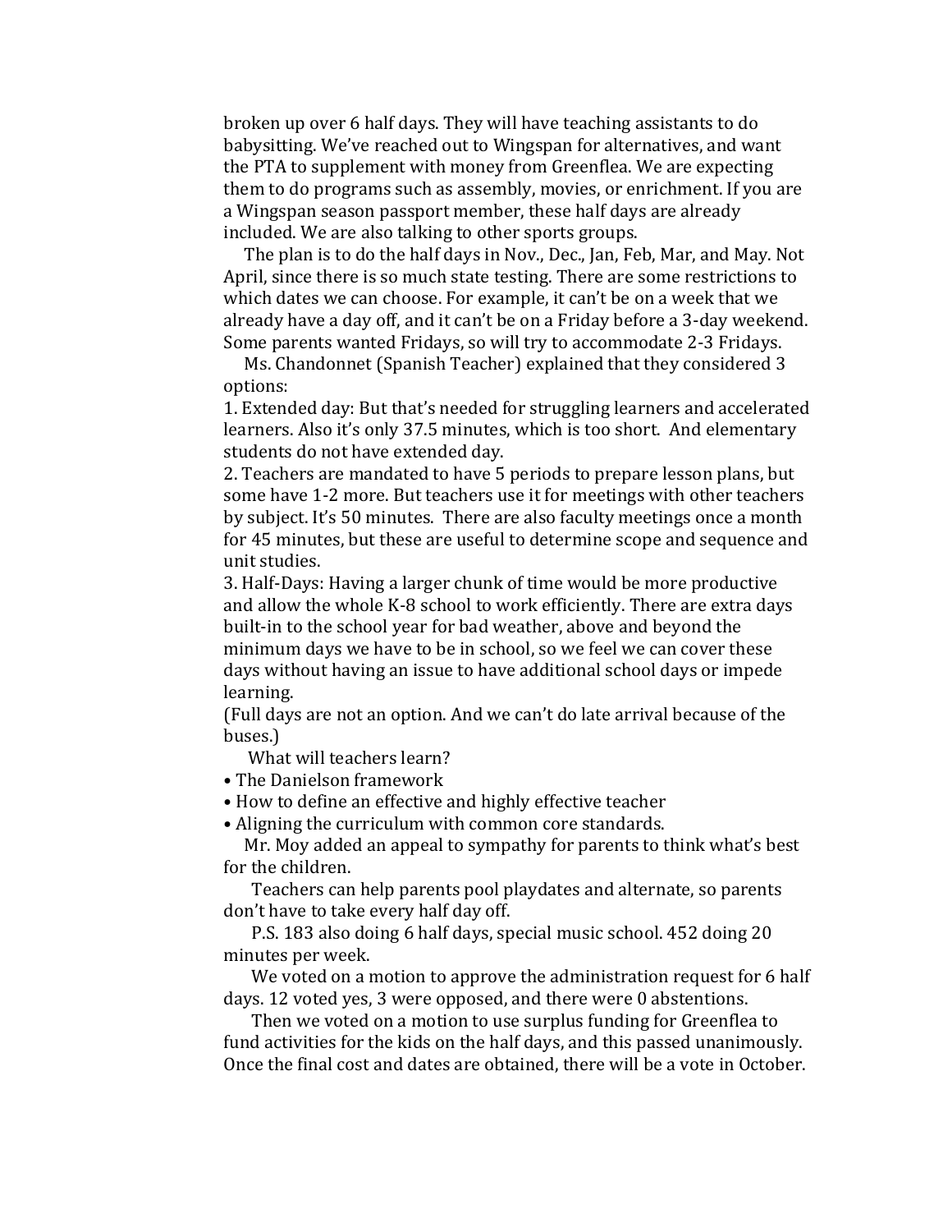broken up over 6 half days. They will have teaching assistants to do babysitting. We've reached out to Wingspan for alternatives, and want the PTA to supplement with money from Greenflea. We are expecting them to do programs such as assembly, movies, or enrichment. If you are a Wingspan season passport member, these half days are already included. We are also talking to other sports groups.

The plan is to do the half days in Nov., Dec., Jan, Feb, Mar, and May. Not April, since there is so much state testing. There are some restrictions to which dates we can choose. For example, it can't be on a week that we already have a day off, and it can't be on a Friday before a 3-day weekend. Some parents wanted Fridays, so will try to accommodate 2-3 Fridays.

Ms. Chandonnet (Spanish Teacher) explained that they considered 3 options:

1. Extended day: But that's needed for struggling learners and accelerated learners. Also it's only 37.5 minutes, which is too short. And elementary students do not have extended day.
2. Teachers are mandated to have 5 periods to prepare lesson plans, but some have 1-2 more. But teachers use it for meetings with other teachers by subject. It's 50 minutes. There are also faculty meetings once a month for 45 minutes, but these are useful to determine scope and sequence and unit studies.
3. Half-Days: Having a larger chunk of time would be more productive and allow the whole K-8 school to work efficiently. There are extra days built-in to the school year for bad weather, above and beyond the minimum days we have to be in school, so we feel we can cover these days without having an issue to have additional school days or impede learning.

(Full days are not an option. And we can't do late arrival because of the buses.)

What will teachers learn?

- The Danielson framework
- How to define an effective and highly effective teacher
- Aligning the curriculum with common core standards.

Mr. Moy added an appeal to sympathy for parents to think what's best for the children.

Teachers can help parents pool playdates and alternate, so parents don't have to take every half day off.

P.S. 183 also doing 6 half days, special music school. 452 doing 20 minutes per week.

We voted on a motion to approve the administration request for 6 half days. 12 voted yes, 3 were opposed, and there were 0 abstentions.

Then we voted on a motion to use surplus funding for Greenflea to fund activities for the kids on the half days, and this passed unanimously. Once the final cost and dates are obtained, there will be a vote in October.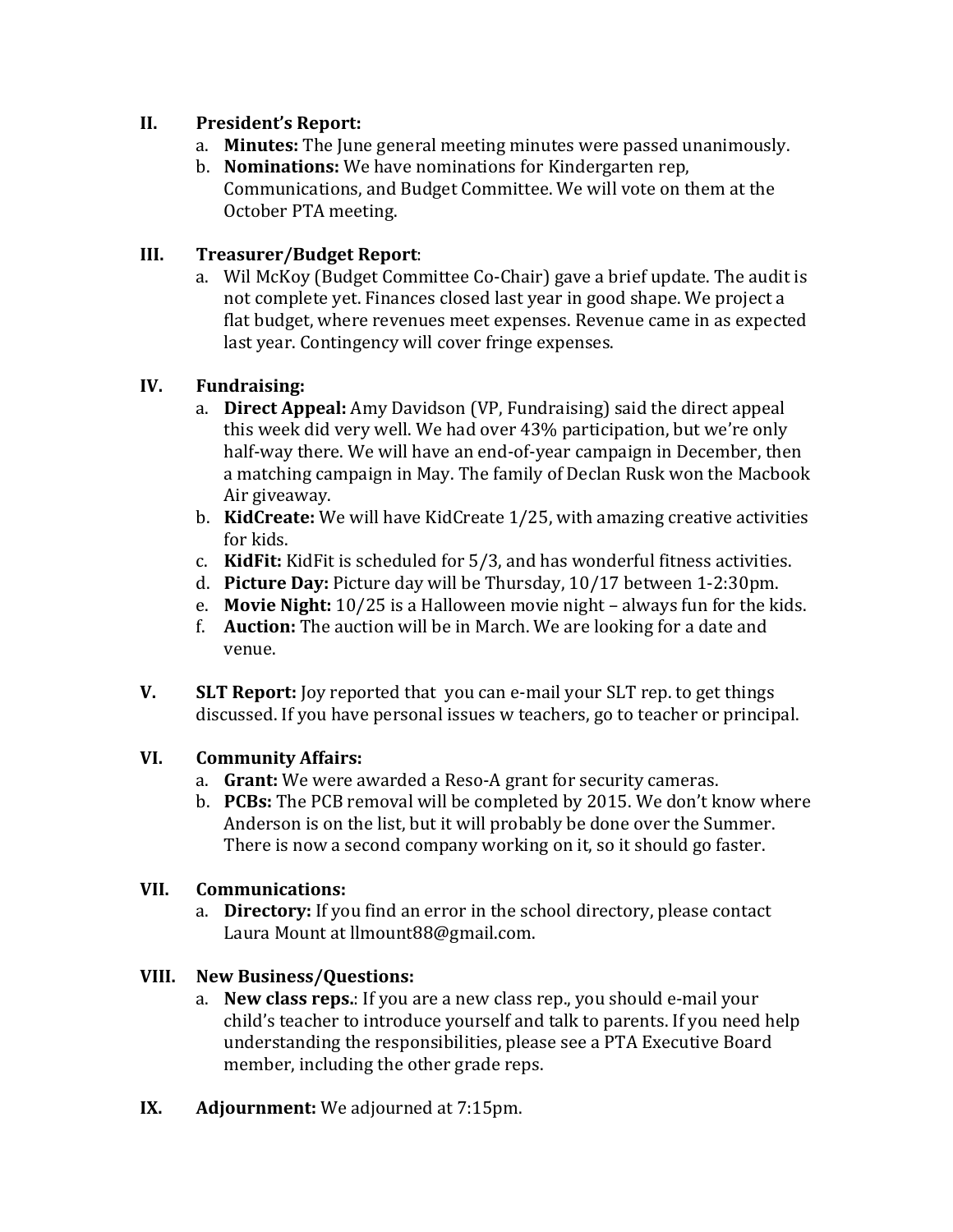## II. President's Report:

a. **Minutes:** The June general meeting minutes were passed unanimously.

b. **Nominations:** We have nominations for Kindergarten rep, Communications, and Budget Committee. We will vote on them at the October PTA meeting.

## III. Treasurer/Budget Report:

a. Wil McKoy (Budget Committee Co-Chair) gave a brief update. The audit is not complete yet. Finances closed last year in good shape. We project a flat budget, where revenues meet expenses. Revenue came in as expected last year. Contingency will cover fringe expenses.

## IV. Fundraising:

a. **Direct Appeal:** Amy Davidson (VP, Fundraising) said the direct appeal this week did very well. We had over 43% participation, but we're only half-way there. We will have an end-of-year campaign in December, then a matching campaign in May. The family of Declan Rusk won the Macbook Air giveaway.

b. **KidCreate:** We will have KidCreate 1/25, with amazing creative activities for kids.

c. **KidFit:** KidFit is scheduled for 5/3, and has wonderful fitness activities.

d. **Picture Day:** Picture day will be Thursday, 10/17 between 1-2:30pm.

e. **Movie Night:** 10/25 is a Halloween movie night – always fun for the kids.

f. **Auction:** The auction will be in March. We are looking for a date and venue.

## V. SLT Report:

Joy reported that you can e-mail your SLT rep. to get things discussed. If you have personal issues w teachers, go to teacher or principal.

## VI. Community Affairs:

a. **Grant:** We were awarded a Reso-A grant for security cameras.

b. **PCBs:** The PCB removal will be completed by 2015. We don't know where Anderson is on the list, but it will probably be done over the Summer. There is now a second company working on it, so it should go faster.

## VII. Communications:

a. **Directory:** If you find an error in the school directory, please contact Laura Mount at llmount88@gmail.com.

## VIII. New Business/Questions:

a. **New class reps.**: If you are a new class rep., you should e-mail your child's teacher to introduce yourself and talk to parents. If you need help understanding the responsibilities, please see a PTA Executive Board member, including the other grade reps.

## IX. Adjournment:

We adjourned at 7:15pm.